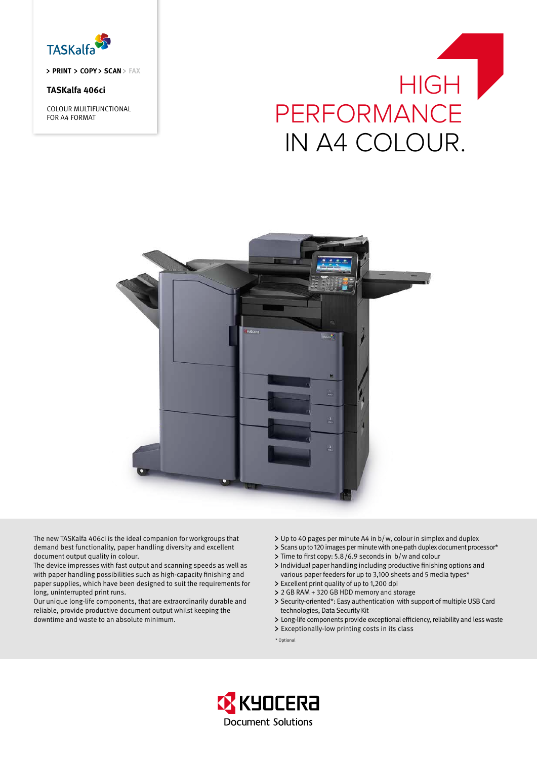TASKalfa

> PRINT > COPY > SCAN > FAX

**TASKalfa 406ci**

COLOUR MULTIFUNCTIONAL
FOR A4 FORMAT

# HIGH PERFORMANCE IN A4 COLOUR.

The new TASKalfa 406ci is the ideal companion for workgroups that demand best functionality, paper handling diversity and excellent document output quality in colour.
The device impresses with fast output and scanning speeds as well as with paper handling possibilities such as high-capacity finishing and paper supplies, which have been designed to suit the requirements for long, uninterrupted print runs.
Our unique long-life components, that are extraordinarily durable and reliable, provide productive document output whilst keeping the downtime and waste to an absolute minimum.

- Up to 40 pages per minute A4 in b/w, colour in simplex and duplex
- Scans up to 120 images per minute with one-path duplex document processor*
- Time to first copy: 5.8 /6.9 seconds in b/w and colour
- Individual paper handling including productive finishing options and various paper feeders for up to 3,100 sheets and 5 media types*
- Excellent print quality of up to 1,200 dpi
- 2 GB RAM + 320 GB HDD memory and storage
- Security-oriented*: Easy authentication with support of multiple USB Card technologies, Data Security Kit
- Long-life components provide exceptional efficiency, reliability and less waste
- Exceptionally-low printing costs in its class

* Optional

KYOCERA Document Solutions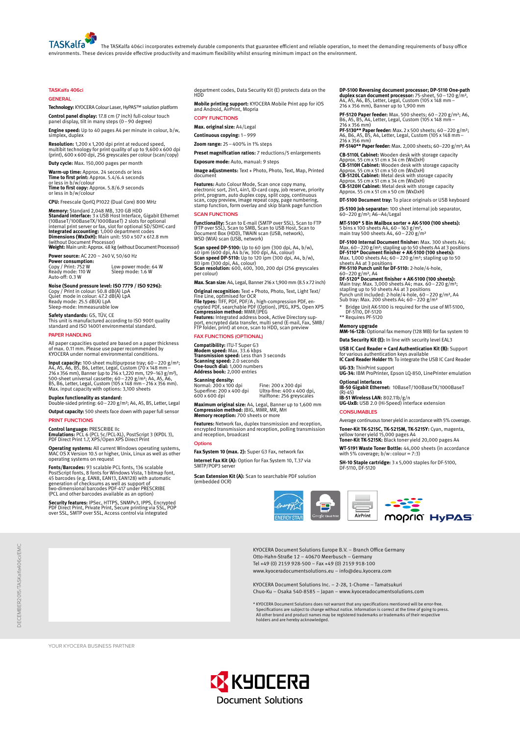TASKalfa

The TASKalfa 406ci incorporates extremely durable components that guarantee efficient and reliable operation, to meet the demanding requirements of busy office environments. These devices provide effective productivity and maximum flexibility whilst ensuring minimum impact on the environment.

## TASKalfa 406ci

### GENERAL

**Technology:** KYOCERA Colour Laser, HyPAS™ solution platform

**Control panel display:** 17.8 cm (7 inch) full-colour touch panel display, tilt in many steps (0 – 90 degree)

**Engine speed:** Up to 40 pages A4 per minute in colour, b/w, simplex, duplex

**Resolution:** 1,200 x 1,200 dpi print at reduced speed, multibit technology for print quality of up to 9,600 x 600 dpi (print), 600 x 600 dpi, 256 greyscales per colour (scan/copy)

**Duty cycle:** Max. 150,000 pages per month

**Warm-up time:** Approx. 24 seconds or less
**Time to first print:** Approx. 5.4/6.4 seconds or less in b/w/colour
**Time to first copy:** Approx. 5.8/6.9 seconds or less in b/w/colour

**CPU:** Freescale QorIQ P1022 (Dual Core) 800 MHz

**Memory:** Standard 2,048 MB, 320 GB HDD
**Standard interface:** 3 x USB Host Interface, Gigabit Ethernet (10BaseT/100BaseTX/1000BaseT) 2 slots for optional internal print server or fax, slot for optional SD/SDHC-card
**Integrated accounting:** 1,000 department codes
**Dimensions (WxDxH):** Main unit: 550 x 507 x 612.8 mm (without Document Processor)
**Weight:** Main unit: Approx. 48 kg (without Document Processor)

**Power source:** AC 220 ~ 240 V, 50/60 Hz
**Power consumption:**
Copy / Print: 752 W — Low-power mode: 64 W
Ready mode: 110 W — Sleep mode: 1.6 W
Auto-off: 0.3 W

**Noise (Sound pressure level: ISO 7779 / ISO 9296):**
Copy / Print in colour: 50.8 dB(A) LpA
Quiet mode in colour: 47.2 dB(A) LpA
Ready mode: 25.5 dB(A) LpA
Sleep-mode: Immeasurable low

**Safety standards:** GS, TÜV, CE
This unit is manufactured according to ISO 9001 quality standard and ISO 14001 environmental standard.

### PAPER HANDLING

All paper capacities quoted are based on a paper thickness of max. 0.11 mm. Please use paper recommended by KYOCERA under normal environmental conditions.

**Input capacity:** 100-sheet multipurpose tray; 60 – 220 g/m²; A4, A5, A6, B5, B6, Letter, Legal, Custom (70 x 148 mm – 216 x 356 mm), Banner (up to 216 x 1,220 mm, 129–163 g/m²), 500-sheet universal cassette; 60 – 220 g/m²; A4, A5, A6, B5, B6, Letter, Legal, Custom (105 x 148 mm – 216 x 356 mm). Max. input capacity with options: 3,100 sheets

**Duplex functionality as standard:**
Double-sided printing: 60 – 220 g/m²; A4, A5, B5, Letter, Legal

**Output capacity:** 500 sheets face down with paper full sensor

### PRINT FUNCTIONS

**Control language:** PRESCRIBE IIc
**Emulations:** PCL 6 (PCL 5c/PCL-XL), PostScript 3 (KPDL 3), PDF Direct Print 1.7, XPS/Open XPS Direct Print

**Operating systems:** All current Windows operating systems, MAC OS X Version 10.5 or higher, Unix, Linux as well as other operating systems on request

**Fonts/Barcodes:** 93 scalable PCL fonts, 136 scalable PostScript fonts, 8 fonts for Windows Vista, 1 bitmap font, 45 barcodes (e.g. EAN8, EAN13, EAN128) with automatic generation of checksums as well as support of two-dimensional barcodes PDF-417 under PRESCRIBE (PCL and other barcodes available as an option)

**Security features:** IPSec, HTTPS, SNMPv3, IPPS, Encrypted PDF Direct Print, Private Print, Secure printing via SSL, POP over SSL, SMTP over SSL, Access control via integrated department codes, Data Security Kit (E) protects data on the HDD

**Mobile printing support:** KYOCERA Mobile Print app for iOS and Android, AirPrint, Mopria

### COPY FUNCTIONS

**Max. original size:** A4/Legal

**Continuous copying:** 1 – 999

**Zoom range:** 25 – 400% in 1% steps

**Preset magnification ratios:** 7 reductions/5 enlargements

**Exposure mode:** Auto, manual: 9 steps

**Image adjustments:** Text + Photo, Photo, Text, Map, Printed document

**Features:** Auto Colour Mode, Scan once copy many, electronic sort, 2in1, 4in1, ID-card copy, job reserve, priority print, program, auto duplex copy, split copy, continuous scan, copy preview, image repeat copy, page numbering, stamp function, form overlay and skip blank page function

### SCAN FUNCTIONS

**Functionality:** Scan to E-mail (SMTP over SSL), Scan to FTP (FTP over SSL), Scan to SMB, Scan to USB Host, Scan to Document Box (HDD), TWAIN scan (USB, network), WSD (WIA) scan (USB, network)

**Scan speed DP-5100:** Up to 60 ipm (300 dpi, A4, b/w), 40 ipm (600 dpi, A4, b/w, 300 dpi, A4, colour)
**Scan speed DP-5110:** Up to 120 ipm (300 dpi, A4, b/w), 80 ipm (300 dpi, A4, colour)
**Scan resolution:** 600, 400, 300, 200 dpi (256 greyscales per colour)

**Max. Scan size:** A4, Legal, Banner 216 x 1,900 mm (8.5 x 72 inch)

**Original recognition:** Text + Photo, Photo, Text, Light Text/Fine Line, optimised for OCR
**File types:** TIFF, PDF, PDF/A , high-compression PDF, encrypted PDF, searchable PDF (Option), JPEG, XPS, Open XPS
**Compression method:** MMR/JPEG
**Features:** Integrated address book, Active Directory support, encrypted data transfer, multi send (E-mail, Fax, SMB/FTP folder, print) at once, scan to HDD, scan preview

### FAX FUNCTIONS (OPTIONAL)

**Compatibility:** ITU-T Super G3
**Modem speed:** Max. 33.6 kbps
**Transmission speed:** Less than 3 seconds
**Scanning speed:** 2.0 seconds
**One-touch dial:** 1,000 numbers
**Address book:** 2,000 entries

**Scanning density:**
Normal: 200 x 100 dpi — Fine: 200 x 200 dpi
Superfine: 200 x 400 dpi — Ultra-fine: 400 x 400 dpi,
600 x 600 dpi — Halftone: 256 greyscales

**Maximum original size:** A4, Legal, Banner up to 1,600 mm
**Compression method:** JBIG, MMR, MR, MH
**Memory reception:** 700 sheets or more

**Features:** Network fax, duplex transmission and reception, encrypted transmission and reception, polling transmission and reception, broadcast

### Options

**Fax System 10 (max. 2):** Super G3 Fax, network fax

**Internet Fax Kit (A):** Option for Fax System 10, T.37 via SMTP/POP3 server

**Scan Extension Kit (A):** Scan to searchable PDF solution (embedded OCR)

**DP-5100 Reversing document processor; DP-5110 One-path duplex scan document processor:** 75-sheet, 50 – 120 g/m², A4, A5, A6, B5, Letter, Legal, Custom (105 x 148 mm – 216 x 356 mm), Banner up to 1,900 mm

**PF-5120 Paper feeder:** Max. 500 sheets; 60 – 220 g/m²; A6, B6, A5, B5, A4, Letter, Legal, Custom (105 x 148 mm – 216 x 356 mm)
**PF-5130\*\* Paper feeder:** Max. 2 x 500 sheets; 60 – 220 g/m²; A6, B6, A5, B5, A4, Letter, Legal, Custom (105 x 148 mm – 216 x 356 mm)
**PF-5140\*\* Paper feeder:** Max. 2,000 sheets; 60–220 g/m²; A4

**CB-5110L Cabinet:** Wooden desk with storage capacity Approx. 55 cm x 51 cm x 34 cm (WxDxH)
**CB-5110H Cabinet:** Wooden desk with storage capacity Approx. 55 cm x 51 cm x 50 cm (WxDxH)
**CB-5120L Cabinet:** Metal desk with storage capacity Approx. 55 cm x 51 cm x 34 cm (WxDxH)
**CB-5120H Cabinet:** Metal desk with storage capacity Approx. 55 cm x 51 cm x 50 cm (WxDxH)

**DT-5100 Document tray:** To place originals or USB keyboard

**JS-5100 Job separator:** 100 sheet internal job separator, 60–220 g/m²; A6–A4/Legal

**MT-5100\* 5 Bin Mailbox sorter + AK-5100 (100 sheets):** 5 bins x 100 sheets A4, 60 – 163 g/m², main tray 500 sheets A4, 60 – 220 g/m²

**DF-5100 Internal Document finisher:** Max. 300 sheets A4; Max. 60 – 220 g/m²; stapling up to 50 sheets A4 at 3 positions
**DF-5110\* Document finisher + AK-5100 (100 sheets):** Max. 1,000 sheets A4; 60 – 220 g/m²; stapling up to 50 sheets A4 at 3 positions
**PH-5110 Punch unit for DF-5110:** 2-hole/4-hole, 60 – 220 g/m², A4
**DF-5120\* Document finisher + AK-5100 (100 sheets):** Main tray: Max. 3,000 sheets A4; max. 60 – 220 g/m²; stapling up to 50 sheets A4 at 3 positions
Punch unit included: 2-hole/4-hole, 60 – 220 g/m², A4
Sub tray: Max. 200 sheets A4; 60 – 220 g/m²

\* Bridge Unit AK-5100 is required for the use of MT-5100, DF-5110, DF-5120
\*\* Requires PF-5120

**Memory upgrade**
**MM-16-128:** Optional fax memory (128 MB) for fax system 10

**Data Security Kit (E):** In line with security level EAL3

**USB IC Card Reader + Card Authentication Kit (B):** Support for various authentication keys available
**Card Reader Holder 11:** To integrate the USB IC Card Reader

**UG-33:** ThinPrint support
**UG-34:** IBM ProPrinter, Epson LQ-850, LinePrinter emulation

**Optional interfaces**
**IB-50 Gigabit Ethernet:** 10BaseT/100BaseTX/1000BaseT (RJ-45)
**IB-51 Wireless LAN:** 802.11b/g/n
**UG-UxB:** USB 2.0 (Hi-Speed) interface extension

### CONSUMABLES

Average continuous toner yield in accordance with 5% coverage.

**Toner-Kit TK-5215C, TK-5215M, TK-5215Y:** Cyan, magenta, yellow toner yield 15,000 pages A4
**Toner-Kit TK-5215K:** Black toner yield 20,000 pages A4

**WT-5191 Waste Toner Bottle:** 44,000 sheets (in accordance with 5% coverage; b/w : colour = 7:3)

**SH-10 Staple cartridge:** 3 x 5,000 staples for DF-5100, DF-5110, DF-5120

ENERGY STAR — Google Cloud Print — AirPrint — mopria — HyPAS

DECEMBER2015/TASKalfa406ci/EMC

KYOCERA Document Solutions Europe B.V. – Branch Office Germany
Otto-Hahn-Straße 12 – 40670 Meerbusch – Germany
Tel +49 (0) 2159 928-500 – Fax +49 (0) 2159 918-100
www.kyoceradocumentsolutions.eu – info@deu.kyocera.com

KYOCERA Document Solutions Inc. – 2-28, 1-Chome – Tamatsukuri
Chuo-Ku – Osaka 540-8585 – Japan – www.kyoceradocumentsolutions.com

\* KYOCERA Document Solutions does not warrant that any specifications mentioned will be error-free. Specifications are subject to change without notice. Information is correct at the time of going to press. All other brand and product names may be registered trademarks or trademarks of their respective holders and are hereby acknowledged.

YOUR KYOCERA BUSINESS PARTNER

KYOCERA Document Solutions